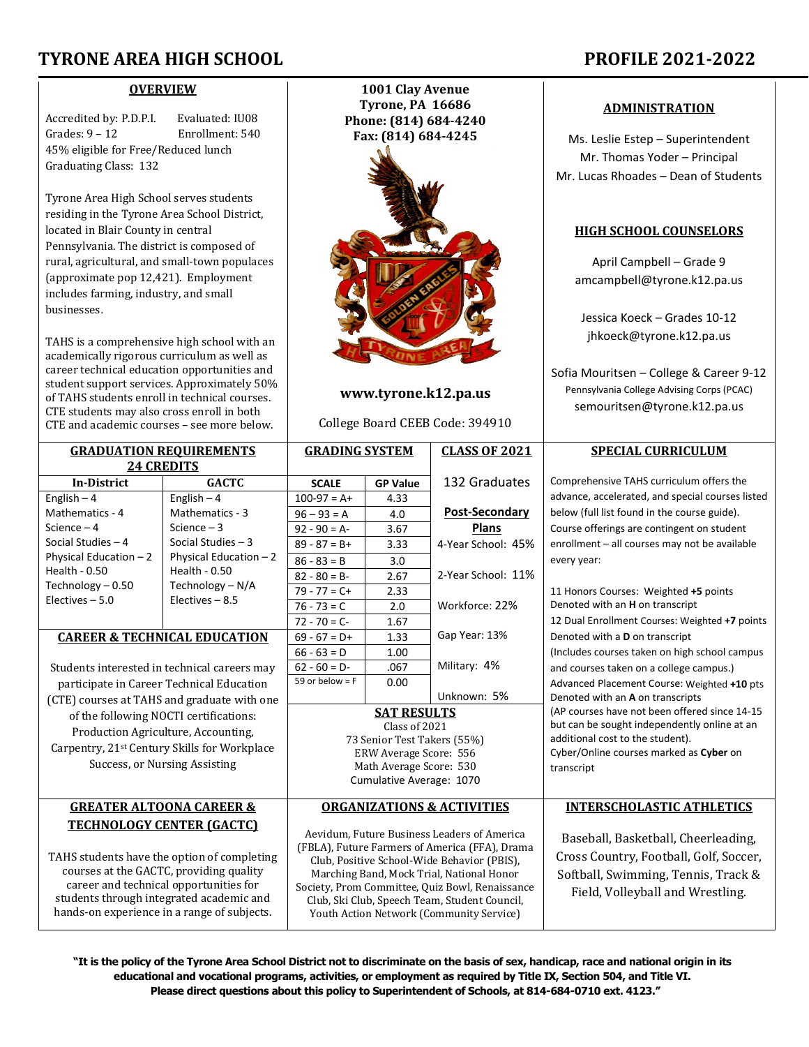# TYRONE AREA HIGH SCHOOL PROFILE 2021-2022

## OVERVIEW

Accredited by: P.D.P.I. Evaluated: IU08
Grades: 9 – 12 Enrollment: 540
45% eligible for Free/Reduced lunch
Graduating Class: 132

Tyrone Area High School serves students residing in the Tyrone Area School District, located in Blair County in central Pennsylvania. The district is composed of rural, agricultural, and small-town populaces (approximate pop 12,421). Employment includes farming, industry, and small businesses.

TAHS is a comprehensive high school with an academically rigorous curriculum as well as career technical education opportunities and student support services. Approximately 50% of TAHS students enroll in technical courses. CTE students may also cross enroll in both CTE and academic courses – see more below.

**1001 Clay Avenue**
**Tyrone, PA 16686**
**Phone: (814) 684-4240**
**Fax: (814) 684-4245**

**www.tyrone.k12.pa.us**

College Board CEEB Code: 394910

## ADMINISTRATION

Ms. Leslie Estep – Superintendent
Mr. Thomas Yoder – Principal
Mr. Lucas Rhoades – Dean of Students

## HIGH SCHOOL COUNSELORS

April Campbell – Grade 9
amcampbell@tyrone.k12.pa.us

Jessica Koeck – Grades 10-12
jhkoeck@tyrone.k12.pa.us

Sofia Mouritsen – College & Career 9-12
Pennsylvania College Advising Corps (PCAC)
semouritsen@tyrone.k12.pa.us

## GRADUATION REQUIREMENTS 24 CREDITS

| In-District | GACTC |
|---|---|
| English – 4 | English – 4 |
| Mathematics - 4 | Mathematics - 3 |
| Science – 4 | Science – 3 |
| Social Studies – 4 | Social Studies – 3 |
| Physical Education – 2 | Physical Education – 2 |
| Health - 0.50 | Health - 0.50 |
| Technology – 0.50 | Technology – N/A |
| Electives – 5.0 | Electives – 8.5 |

## CAREER & TECHNICAL EDUCATION

Students interested in technical careers may participate in Career Technical Education (CTE) courses at TAHS and graduate with one of the following NOCTI certifications: Production Agriculture, Accounting, Carpentry, 21st Century Skills for Workplace Success, or Nursing Assisting

## GRADING SYSTEM

| SCALE | GP Value |
|---|---|
| 100-97 = A+ | 4.33 |
| 96 – 93 = A | 4.0 |
| 92 - 90 = A- | 3.67 |
| 89 - 87 = B+ | 3.33 |
| 86 - 83 = B | 3.0 |
| 82 - 80 = B- | 2.67 |
| 79 - 77 = C+ | 2.33 |
| 76 - 73 = C | 2.0 |
| 72 - 70 = C- | 1.67 |
| 69 - 67 = D+ | 1.33 |
| 66 - 63 = D | 1.00 |
| 62 - 60 = D- | .067 |
| 59 or below = F | 0.00 |

## CLASS OF 2021

132 Graduates

**Post-Secondary Plans**

4-Year School: 45%
2-Year School: 11%
Workforce: 22%
Gap Year: 13%
Military: 4%
Unknown: 5%

## SAT RESULTS

Class of 2021
73 Senior Test Takers (55%)
ERW Average Score: 556
Math Average Score: 530
Cumulative Average: 1070

## SPECIAL CURRICULUM

Comprehensive TAHS curriculum offers the advance, accelerated, and special courses listed below (full list found in the course guide). Course offerings are contingent on student enrollment – all courses may not be available every year:

11 Honors Courses: Weighted **+5** points
Denoted with an **H** on transcript
12 Dual Enrollment Courses: Weighted **+7** points
Denoted with a **D** on transcript
(Includes courses taken on high school campus and courses taken on a college campus.)
Advanced Placement Course: Weighted **+10** pts
Denoted with an **A** on transcripts
(AP courses have not been offered since 14-15 but can be sought independently online at an additional cost to the student).
Cyber/Online courses marked as **Cyber** on transcript

## GREATER ALTOONA CAREER & TECHNOLOGY CENTER (GACTC)

TAHS students have the option of completing courses at the GACTC, providing quality career and technical opportunities for students through integrated academic and hands-on experience in a range of subjects.

## ORGANIZATIONS & ACTIVITIES

Aevidum, Future Business Leaders of America (FBLA), Future Farmers of America (FFA), Drama Club, Positive School-Wide Behavior (PBIS), Marching Band, Mock Trial, National Honor Society, Prom Committee, Quiz Bowl, Renaissance Club, Ski Club, Speech Team, Student Council, Youth Action Network (Community Service)

## INTERSCHOLASTIC ATHLETICS

Baseball, Basketball, Cheerleading, Cross Country, Football, Golf, Soccer, Softball, Swimming, Tennis, Track & Field, Volleyball and Wrestling.

**"It is the policy of the Tyrone Area School District not to discriminate on the basis of sex, handicap, race and national origin in its educational and vocational programs, activities, or employment as required by Title IX, Section 504, and Title VI. Please direct questions about this policy to Superintendent of Schools, at 814-684-0710 ext. 4123."**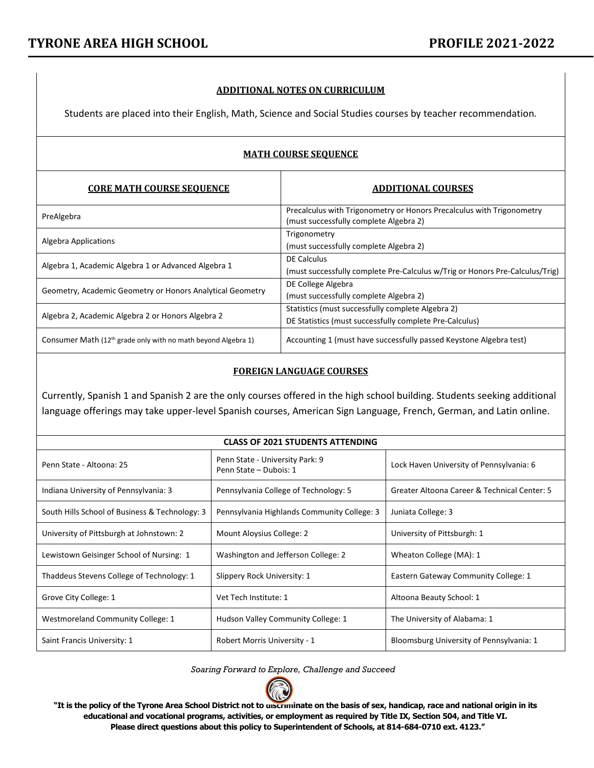### ADDITIONAL NOTES ON CURRICULUM

Students are placed into their English, Math, Science and Social Studies courses by teacher recommendation.

### MATH COURSE SEQUENCE

| CORE MATH COURSE SEQUENCE | ADDITIONAL COURSES |
|---|---|
| PreAlgebra | Precalculus with Trigonometry or Honors Precalculus with Trigonometry (must successfully complete Algebra 2) |
| Algebra Applications | Trigonometry (must successfully complete Algebra 2) |
| Algebra 1, Academic Algebra 1 or Advanced Algebra 1 | DE Calculus (must successfully complete Pre-Calculus w/Trig or Honors Pre-Calculus/Trig) |
| Geometry, Academic Geometry or Honors Analytical Geometry | DE College Algebra (must successfully complete Algebra 2) |
| Algebra 2, Academic Algebra 2 or Honors Algebra 2 | Statistics (must successfully complete Algebra 2)<br>DE Statistics (must successfully complete Pre-Calculus) |
| Consumer Math (12th grade only with no math beyond Algebra 1) | Accounting 1 (must have successfully passed Keystone Algebra test) |

### FOREIGN LANGUAGE COURSES

Currently, Spanish 1 and Spanish 2 are the only courses offered in the high school building. Students seeking additional language offerings may take upper-level Spanish courses, American Sign Language, French, German, and Latin online.

| CLASS OF 2021 STUDENTS ATTENDING | | |
|---|---|---|
| Penn State - Altoona: 25 | Penn State - University Park: 9<br>Penn State – Dubois: 1 | Lock Haven University of Pennsylvania: 6 |
| Indiana University of Pennsylvania: 3 | Pennsylvania College of Technology: 5 | Greater Altoona Career & Technical Center: 5 |
| South Hills School of Business & Technology: 3 | Pennsylvania Highlands Community College: 3 | Juniata College: 3 |
| University of Pittsburgh at Johnstown: 2 | Mount Aloysius College: 2 | University of Pittsburgh: 1 |
| Lewistown Geisinger School of Nursing: 1 | Washington and Jefferson College: 2 | Wheaton College (MA): 1 |
| Thaddeus Stevens College of Technology: 1 | Slippery Rock University: 1 | Eastern Gateway Community College: 1 |
| Grove City College: 1 | Vet Tech Institute: 1 | Altoona Beauty School: 1 |
| Westmoreland Community College: 1 | Hudson Valley Community College: 1 | The University of Alabama: 1 |
| Saint Francis University: 1 | Robert Morris University - 1 | Bloomsburg University of Pennsylvania: 1 |

*Soaring Forward to Explore, Challenge and Succeed*

**"It is the policy of the Tyrone Area School District not to discriminate on the basis of sex, handicap, race and national origin in its educational and vocational programs, activities, or employment as required by Title IX, Section 504, and Title VI. Please direct questions about this policy to Superintendent of Schools, at 814-684-0710 ext. 4123."**